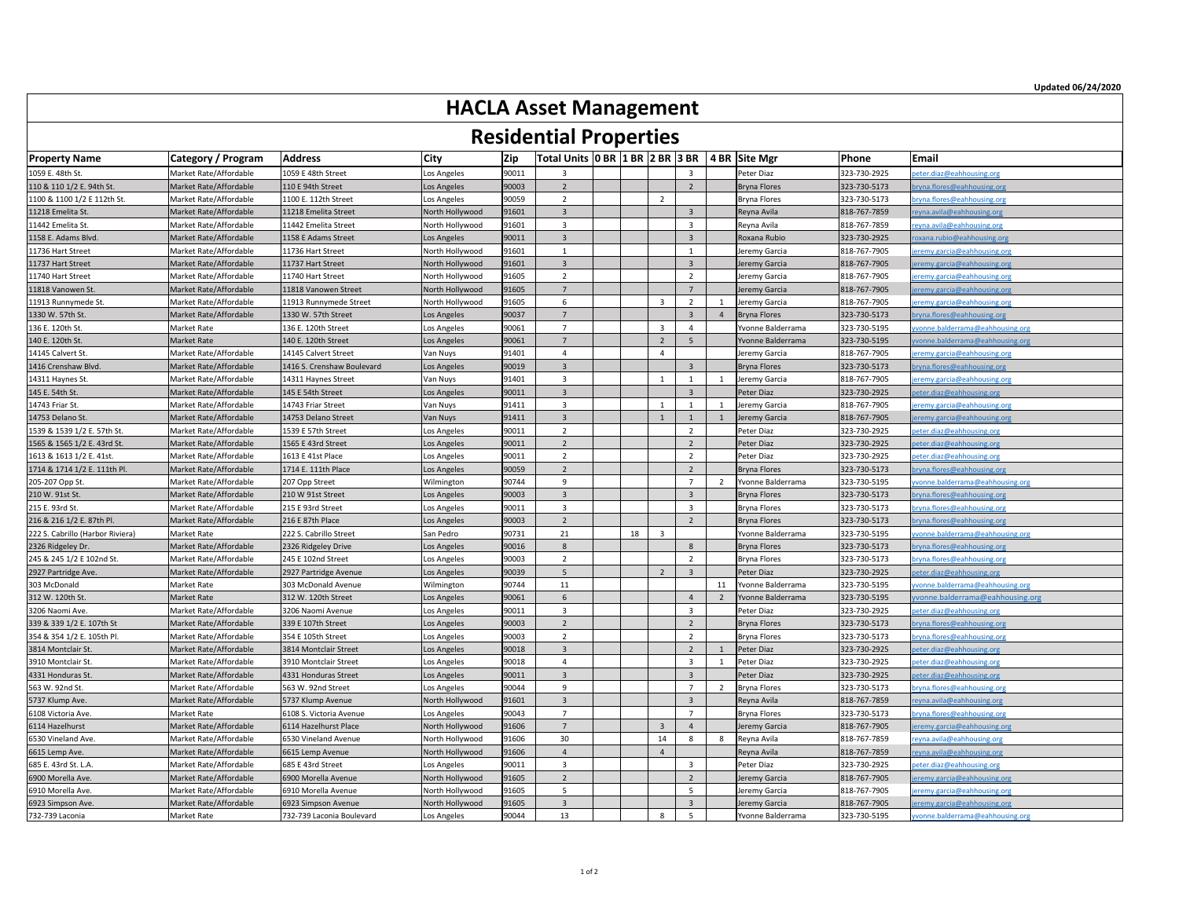Updated 06/24/2020

# HACLA Asset Management

## Residential Properties

| Property Name | Category / Program | Address | City | Zip | Total Units | 0 BR | 1 BR | 2 BR | 3 BR | 4 BR | Site Mgr | Phone | Email |
|---|---|---|---|---|---|---|---|---|---|---|---|---|---|
| 1059 E. 48th St. | Market Rate/Affordable | 1059 E 48th Street | Los Angeles | 90011 | 3 | | | | 3 | | Peter Diaz | 323-730-2925 | peter.diaz@eahhousing.org |
| 110 & 110 1/2 E. 94th St. | Market Rate/Affordable | 110 E 94th Street | Los Angeles | 90003 | 2 | | | | 2 | | Bryna Flores | 323-730-5173 | bryna.flores@eahhousing.org |
| 1100 & 1100 1/2 E 112th St. | Market Rate/Affordable | 1100 E. 112th Street | Los Angeles | 90059 | 2 | | | 2 | | | Bryna Flores | 323-730-5173 | bryna.flores@eahhousing.org |
| 11218 Emelita St. | Market Rate/Affordable | 11218 Emelita Street | North Hollywood | 91601 | 3 | | | | 3 | | Reyna Avila | 818-767-7859 | reyna.avila@eahhousing.org |
| 11442 Emelita St. | Market Rate/Affordable | 11442 Emelita Street | North Hollywood | 91601 | 3 | | | | 3 | | Reyna Avila | 818-767-7859 | reyna.avila@eahhousing.org |
| 1158 E. Adams Blvd. | Market Rate/Affordable | 1158 E Adams Street | Los Angeles | 90011 | 3 | | | | 3 | | Roxana Rubio | 323-730-2925 | roxana.rubio@eahhousing.org |
| 11736 Hart Street | Market Rate/Affordable | 11736 Hart Street | North Hollywood | 91601 | 1 | | | | 1 | | Jeremy Garcia | 818-767-7905 | jeremy.garcia@eahhousing.org |
| 11737 Hart Street | Market Rate/Affordable | 11737 Hart Street | North Hollywood | 91601 | 3 | | | | 3 | | Jeremy Garcia | 818-767-7905 | jeremy.garcia@eahhousing.org |
| 11740 Hart Street | Market Rate/Affordable | 11740 Hart Street | North Hollywood | 91605 | 2 | | | | 2 | | Jeremy Garcia | 818-767-7905 | jeremy.garcia@eahhousing.org |
| 11818 Vanowen St. | Market Rate/Affordable | 11818 Vanowen Street | North Hollywood | 91605 | 7 | | | | 7 | | Jeremy Garcia | 818-767-7905 | jeremy.garcia@eahhousing.org |
| 11913 Runnymede St. | Market Rate/Affordable | 11913 Runnymede Street | North Hollywood | 91605 | 6 | | | 3 | 2 | 1 | Jeremy Garcia | 818-767-7905 | jeremy.garcia@eahhousing.org |
| 1330 W. 57th St. | Market Rate/Affordable | 1330 W. 57th Street | Los Angeles | 90037 | 7 | | | | 3 | 4 | Bryna Flores | 323-730-5173 | bryna.flores@eahhousing.org |
| 136 E. 120th St. | Market Rate | 136 E. 120th Street | Los Angeles | 90061 | 7 | | | 3 | 4 | | Yvonne Balderrama | 323-730-5195 | yvonne.balderrama@eahhousing.org |
| 140 E. 120th St. | Market Rate | 140 E. 120th Street | Los Angeles | 90061 | 7 | | | 2 | 5 | | Yvonne Balderrama | 323-730-5195 | yvonne.balderrama@eahhousing.org |
| 14145 Calvert St. | Market Rate/Affordable | 14145 Calvert Street | Van Nuys | 91401 | 4 | | | 4 | | | Jeremy Garcia | 818-767-7905 | jeremy.garcia@eahhousing.org |
| 1416 Crenshaw Blvd. | Market Rate/Affordable | 1416 S. Crenshaw Boulevard | Los Angeles | 90019 | 3 | | | | 3 | | Bryna Flores | 323-730-5173 | bryna.flores@eahhousing.org |
| 14311 Haynes St. | Market Rate/Affordable | 14311 Haynes Street | Van Nuys | 91401 | 3 | | | 1 | 1 | 1 | Jeremy Garcia | 818-767-7905 | jeremy.garcia@eahhousing.org |
| 145 E. 54th St. | Market Rate/Affordable | 145 E 54th Street | Los Angeles | 90011 | 3 | | | | 3 | | Peter Diaz | 323-730-2925 | peter.diaz@eahhousing.org |
| 14743 Friar St. | Market Rate/Affordable | 14743 Friar Street | Van Nuys | 91411 | 3 | | | 1 | 1 | 1 | Jeremy Garcia | 818-767-7905 | jeremy.garcia@eahhousing.org |
| 14753 Delano St. | Market Rate/Affordable | 14753 Delano Street | Van Nuys | 91411 | 3 | | | 1 | 1 | 1 | Jeremy Garcia | 818-767-7905 | jeremy.garcia@eahhousing.org |
| 1539 & 1539 1/2 E. 57th St. | Market Rate/Affordable | 1539 E 57th Street | Los Angeles | 90011 | 2 | | | | 2 | | Peter Diaz | 323-730-2925 | peter.diaz@eahhousing.org |
| 1565 & 1565 1/2 E. 43rd St. | Market Rate/Affordable | 1565 E 43rd Street | Los Angeles | 90011 | 2 | | | | 2 | | Peter Diaz | 323-730-2925 | peter.diaz@eahhousing.org |
| 1613 & 1613 1/2 E. 41st. | Market Rate/Affordable | 1613 E 41st Place | Los Angeles | 90011 | 2 | | | | 2 | | Peter Diaz | 323-730-2925 | peter.diaz@eahhousing.org |
| 1714 & 1714 1/2 E. 111th Pl. | Market Rate/Affordable | 1714 E. 111th Place | Los Angeles | 90059 | 2 | | | | 2 | | Bryna Flores | 323-730-5173 | bryna.flores@eahhousing.org |
| 205-207 Opp St. | Market Rate/Affordable | 207 Opp Street | Wilmington | 90744 | 9 | | | | 7 | 2 | Yvonne Balderrama | 323-730-5195 | yvonne.balderrama@eahhousing.org |
| 210 W. 91st St. | Market Rate/Affordable | 210 W 91st Street | Los Angeles | 90003 | 3 | | | | 3 | | Bryna Flores | 323-730-5173 | bryna.flores@eahhousing.org |
| 215 E. 93rd St. | Market Rate/Affordable | 215 E 93rd Street | Los Angeles | 90011 | 3 | | | | 3 | | Bryna Flores | 323-730-5173 | bryna.flores@eahhousing.org |
| 216 & 216 1/2 E. 87th Pl. | Market Rate/Affordable | 216 E 87th Place | Los Angeles | 90003 | 2 | | | | 2 | | Bryna Flores | 323-730-5173 | bryna.flores@eahhousing.org |
| 222 S. Cabrillo (Harbor Riviera) | Market Rate | 222 S. Cabrillo Street | San Pedro | 90731 | 21 | | 18 | 3 | | | Yvonne Balderrama | 323-730-5195 | yvonne.balderrama@eahhousing.org |
| 2326 Ridgeley Dr. | Market Rate/Affordable | 2326 Ridgeley Drive | Los Angeles | 90016 | 8 | | | | 8 | | Bryna Flores | 323-730-5173 | bryna.flores@eahhousing.org |
| 245 & 245 1/2 E 102nd St. | Market Rate/Affordable | 245 E 102nd Street | Los Angeles | 90003 | 2 | | | | 2 | | Bryna Flores | 323-730-5173 | bryna.flores@eahhousing.org |
| 2927 Partridge Ave. | Market Rate/Affordable | 2927 Partridge Avenue | Los Angeles | 90039 | 5 | | | 2 | 3 | | Peter Diaz | 323-730-2925 | peter.diaz@eahhousing.org |
| 303 McDonald | Market Rate | 303 McDonald Avenue | Wilmington | 90744 | 11 | | | | | 11 | Yvonne Balderrama | 323-730-5195 | yvonne.balderrama@eahhousing.org |
| 312 W. 120th St. | Market Rate | 312 W. 120th Street | Los Angeles | 90061 | 6 | | | | 4 | 2 | Yvonne Balderrama | 323-730-5195 | yvonne.balderrama@eahhousing.org |
| 3206 Naomi Ave. | Market Rate/Affordable | 3206 Naomi Avenue | Los Angeles | 90011 | 3 | | | | 3 | | Peter Diaz | 323-730-2925 | peter.diaz@eahhousing.org |
| 339 & 339 1/2 E. 107th St | Market Rate/Affordable | 339 E 107th Street | Los Angeles | 90003 | 2 | | | | 2 | | Bryna Flores | 323-730-5173 | bryna.flores@eahhousing.org |
| 354 & 354 1/2 E. 105th Pl. | Market Rate/Affordable | 354 E 105th Street | Los Angeles | 90003 | 2 | | | | 2 | | Bryna Flores | 323-730-5173 | bryna.flores@eahhousing.org |
| 3814 Montclair St. | Market Rate/Affordable | 3814 Montclair Street | Los Angeles | 90018 | 3 | | | | 2 | 1 | Peter Diaz | 323-730-2925 | peter.diaz@eahhousing.org |
| 3910 Montclair St. | Market Rate/Affordable | 3910 Montclair Street | Los Angeles | 90018 | 4 | | | | 3 | 1 | Peter Diaz | 323-730-2925 | peter.diaz@eahhousing.org |
| 4331 Honduras St. | Market Rate/Affordable | 4331 Honduras Street | Los Angeles | 90011 | 3 | | | | 3 | | Peter Diaz | 323-730-2925 | peter.diaz@eahhousing.org |
| 563 W. 92nd St. | Market Rate/Affordable | 563 W. 92nd Street | Los Angeles | 90044 | 9 | | | | 7 | 2 | Bryna Flores | 323-730-5173 | bryna.flores@eahhousing.org |
| 5737 Klump Ave. | Market Rate/Affordable | 5737 Klump Avenue | North Hollywood | 91601 | 3 | | | | 3 | | Reyna Avila | 818-767-7859 | reyna.avila@eahhousing.org |
| 6108 Victoria Ave. | Market Rate | 6108 S. Victoria Avenue | Los Angeles | 90043 | 7 | | | | 7 | | Bryna Flores | 323-730-5173 | bryna.flores@eahhousing.org |
| 6114 Hazelhurst | Market Rate/Affordable | 6114 Hazelhurst Place | North Hollywood | 91606 | 7 | | | 3 | 4 | | Jeremy Garcia | 818-767-7905 | jeremy.garcia@eahhousing.org |
| 6530 Vineland Ave. | Market Rate/Affordable | 6530 Vineland Avenue | North Hollywood | 91606 | 30 | | | 14 | 8 | 8 | Reyna Avila | 818-767-7859 | reyna.avila@eahhousing.org |
| 6615 Lemp Ave. | Market Rate/Affordable | 6615 Lemp Avenue | North Hollywood | 91606 | 4 | | | 4 | | | Reyna Avila | 818-767-7859 | reyna.avila@eahhousing.org |
| 685 E. 43rd St. L.A. | Market Rate/Affordable | 685 E 43rd Street | Los Angeles | 90011 | 3 | | | | 3 | | Peter Diaz | 323-730-2925 | peter.diaz@eahhousing.org |
| 6900 Morella Ave. | Market Rate/Affordable | 6900 Morella Avenue | North Hollywood | 91605 | 2 | | | | 2 | | Jeremy Garcia | 818-767-7905 | jeremy.garcia@eahhousing.org |
| 6910 Morella Ave. | Market Rate/Affordable | 6910 Morella Avenue | North Hollywood | 91605 | 5 | | | | 5 | | Jeremy Garcia | 818-767-7905 | jeremy.garcia@eahhousing.org |
| 6923 Simpson Ave. | Market Rate/Affordable | 6923 Simpson Avenue | North Hollywood | 91605 | 3 | | | | 3 | | Jeremy Garcia | 818-767-7905 | jeremy.garcia@eahhousing.org |
| 732-739 Laconia | Market Rate | 732-739 Laconia Boulevard | Los Angeles | 90044 | 13 | | | 8 | 5 | | Yvonne Balderrama | 323-730-5195 | yvonne.balderrama@eahhousing.org |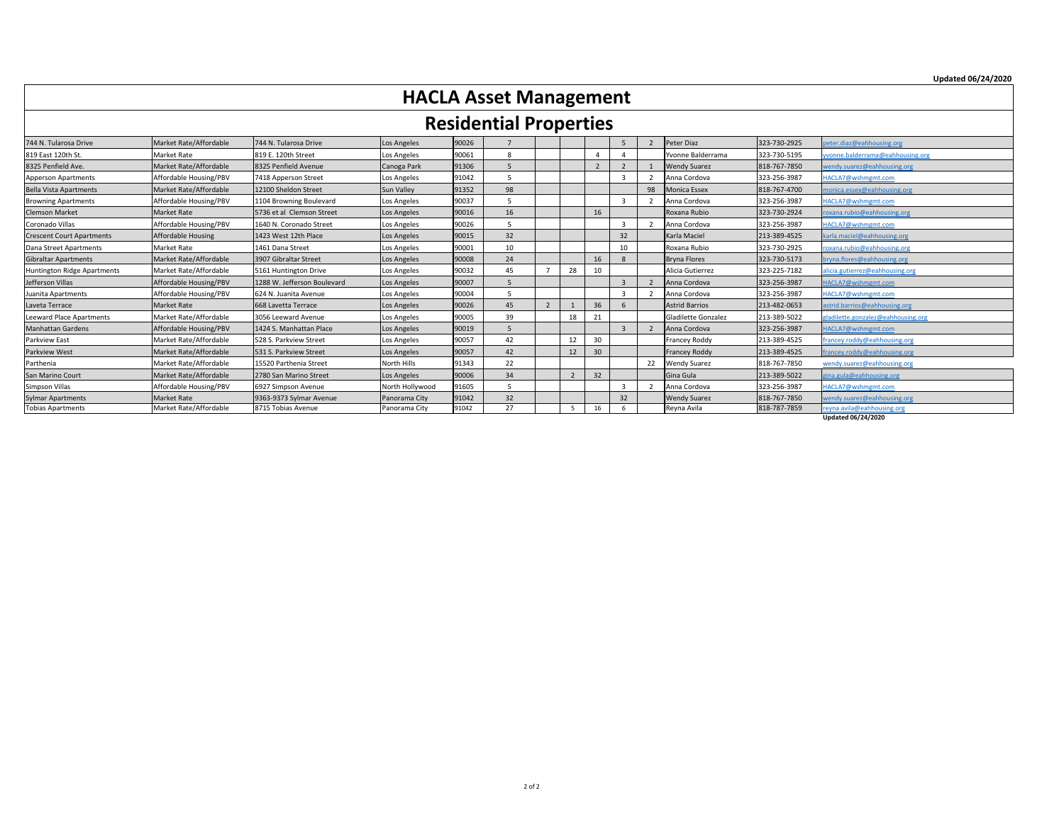**Updated 06/24/2020**

# HACLA Asset Management

## Residential Properties

| | | | | | | | | | | | | | |
|---|---|---|---|---|---|---|---|---|---|---|---|---|---|
| 744 N. Tularosa Drive | Market Rate/Affordable | 744 N. Tularosa Drive | Los Angeles | 90026 | 7 | | | | 5 | 2 | Peter Diaz | 323-730-2925 | peter.diaz@eahhousing.org |
| 819 East 120th St. | Market Rate | 819 E. 120th Street | Los Angeles | 90061 | 8 | | | 4 | 4 | | Yvonne Balderrama | 323-730-5195 | yvonne.balderrama@eahhousing.org |
| 8325 Penfield Ave. | Market Rate/Affordable | 8325 Penfield Avenue | Canoga Park | 91306 | 5 | | | 2 | 2 | 1 | Wendy Suarez | 818-767-7850 | wendy.suarez@eahhousing.org |
| Apperson Apartments | Affordable Housing/PBV | 7418 Apperson Street | Los Angeles | 91042 | 5 | | | | 3 | 2 | Anna Cordova | 323-256-3987 | HACLA7@wshmgmt.com |
| Bella Vista Apartments | Market Rate/Affordable | 12100 Sheldon Street | Sun Valley | 91352 | 98 | | | | | 98 | Monica Essex | 818-767-4700 | monica.essex@eahhousing.org |
| Browning Apartments | Affordable Housing/PBV | 1104 Browning Boulevard | Los Angeles | 90037 | 5 | | | | 3 | 2 | Anna Cordova | 323-256-3987 | HACLA7@wshmgmt.com |
| Clemson Market | Market Rate | 5736 et al Clemson Street | Los Angeles | 90016 | 16 | | | 16 | | | Roxana Rubio | 323-730-2924 | roxana.rubio@eahhousing.org |
| Coronado Villas | Affordable Housing/PBV | 1640 N. Coronado Street | Los Angeles | 90026 | 5 | | | | 3 | 2 | Anna Cordova | 323-256-3987 | HACLA7@wshmgmt.com |
| Crescent Court Apartments | Affordable Housing | 1423 West 12th Place | Los Angeles | 90015 | 32 | | | | 32 | | Karla Maciel | 213-389-4525 | karla.maciel@eahhousing.org |
| Dana Street Apartments | Market Rate | 1461 Dana Street | Los Angeles | 90001 | 10 | | | | 10 | | Roxana Rubio | 323-730-2925 | roxana.rubio@eahhousing.org |
| Gibraltar Apartments | Market Rate/Affordable | 3907 Gibraltar Street | Los Angeles | 90008 | 24 | | | 16 | 8 | | Bryna Flores | 323-730-5173 | bryna.flores@eahhousing.org |
| Huntington Ridge Apartments | Market Rate/Affordable | 5161 Huntington Drive | Los Angeles | 90032 | 45 | 7 | 28 | 10 | | | Alicia Gutierrez | 323-225-7182 | alicia.gutierrez@eahhousing.org |
| Jefferson Villas | Affordable Housing/PBV | 1288 W. Jefferson Boulevard | Los Angeles | 90007 | 5 | | | | 3 | 2 | Anna Cordova | 323-256-3987 | HACLA7@wshmgmt.com |
| Juanita Apartments | Affordable Housing/PBV | 624 N. Juanita Avenue | Los Angeles | 90004 | 5 | | | | 3 | 2 | Anna Cordova | 323-256-3987 | HACLA7@wshmgmt.com |
| Laveta Terrace | Market Rate | 668 Lavetta Terrace | Los Angeles | 90026 | 45 | 2 | 1 | 36 | 6 | | Astrid Barrios | 213-482-0653 | astrid.barrios@eahhousing.org |
| Leeward Place Apartments | Market Rate/Affordable | 3056 Leeward Avenue | Los Angeles | 90005 | 39 | | 18 | 21 | | | Gladilette Gonzalez | 213-389-5022 | gladilette.gonzalez@eahhousing.org |
| Manhattan Gardens | Affordable Housing/PBV | 1424 S. Manhattan Place | Los Angeles | 90019 | 5 | | | | 3 | 2 | Anna Cordova | 323-256-3987 | HACLA7@wshmgmt.com |
| Parkview East | Market Rate/Affordable | 528 S. Parkview Street | Los Angeles | 90057 | 42 | | 12 | 30 | | | Francey Roddy | 213-389-4525 | francey.roddy@eahhousing.org |
| Parkview West | Market Rate/Affordable | 531 S. Parkview Street | Los Angeles | 90057 | 42 | | 12 | 30 | | | Francey Roddy | 213-389-4525 | francey.roddy@eahhousing.org |
| Parthenia | Market Rate/Affordable | 15520 Parthenia Street | North Hills | 91343 | 22 | | | | | 22 | Wendy Suarez | 818-767-7850 | wendy.suarez@eahhousing.org |
| San Marino Court | Market Rate/Affordable | 2780 San Marino Street | Los Angeles | 90006 | 34 | | 2 | 32 | | | Gina Gula | 213-389-5022 | gina.gula@eahhousing.org |
| Simpson Villas | Affordable Housing/PBV | 6927 Simpson Avenue | North Hollywood | 91605 | 5 | | | | 3 | 2 | Anna Cordova | 323-256-3987 | HACLA7@wshmgmt.com |
| Sylmar Apartments | Market Rate | 9363-9373 Sylmar Avenue | Panorama City | 91042 | 32 | | | | 32 | | Wendy Suarez | 818-767-7850 | wendy.suarez@eahhousing.org |
| Tobias Apartments | Market Rate/Affordable | 8715 Tobias Avenue | Panorama City | 91042 | 27 | | 5 | 16 | 6 | | Reyna Avila | 818-787-7859 | reyna.avila@eahhousing.org |

**Updated 06/24/2020**